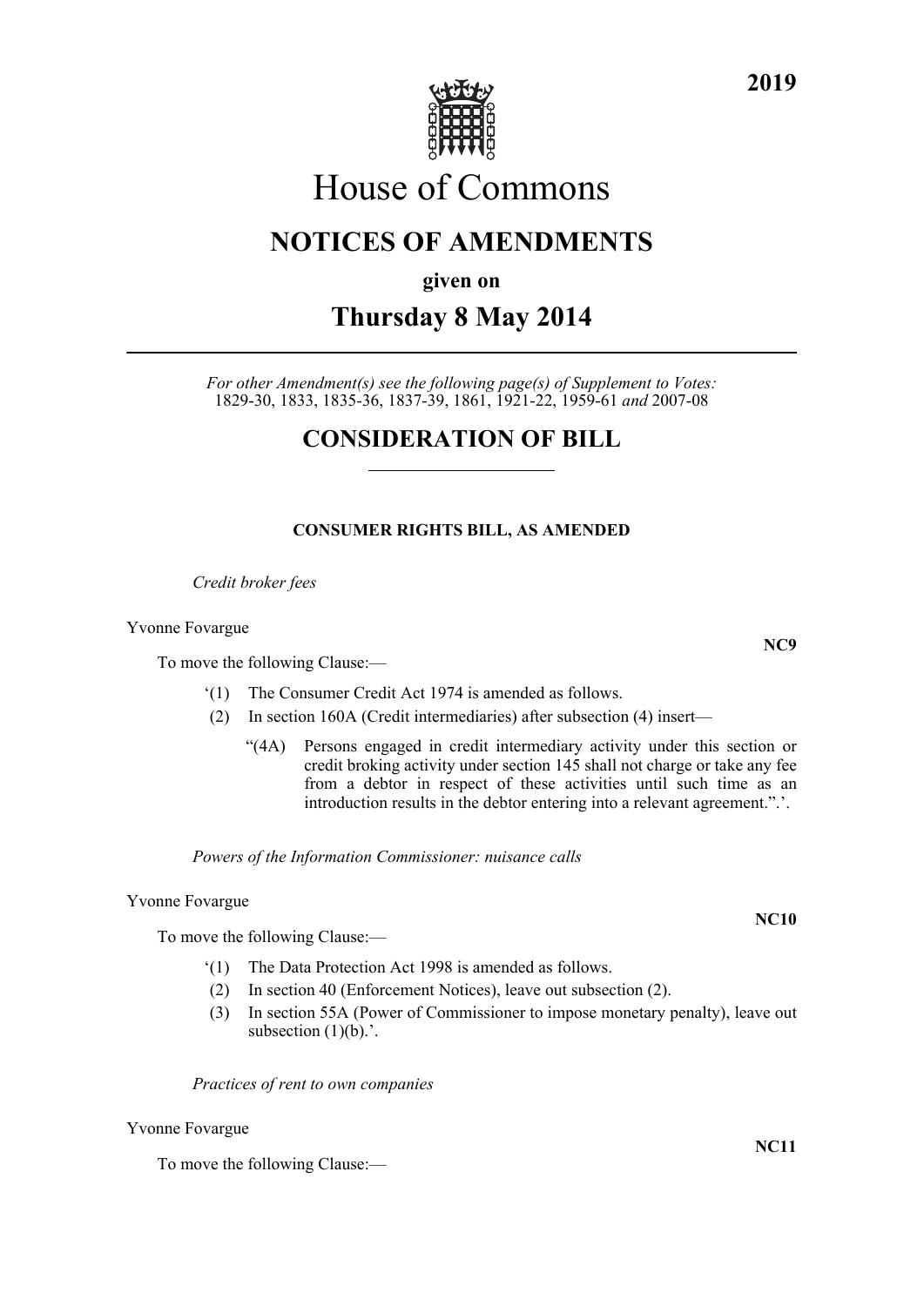# House of Commons

## NOTICES OF AMENDMENTS

**given on**

## Thursday 8 May 2014

*For other Amendment(s) see the following page(s) of Supplement to Votes:* 1829-30, 1833, 1835-36, 1837-39, 1861, 1921-22, 1959-61 *and* 2007-08

## CONSIDERATION OF BILL

### CONSUMER RIGHTS BILL, AS AMENDED

*Credit broker fees*

Yvonne Fovargue

**NC9**

To move the following Clause:—

'(1) The Consumer Credit Act 1974 is amended as follows.

(2) In section 160A (Credit intermediaries) after subsection (4) insert—

"(4A) Persons engaged in credit intermediary activity under this section or credit broking activity under section 145 shall not charge or take any fee from a debtor in respect of these activities until such time as an introduction results in the debtor entering into a relevant agreement.".'.

*Powers of the Information Commissioner: nuisance calls*

Yvonne Fovargue

**NC10**

To move the following Clause:—

'(1) The Data Protection Act 1998 is amended as follows.

(2) In section 40 (Enforcement Notices), leave out subsection (2).

(3) In section 55A (Power of Commissioner to impose monetary penalty), leave out subsection (1)(b).'.

*Practices of rent to own companies*

Yvonne Fovargue

**NC11**

To move the following Clause:—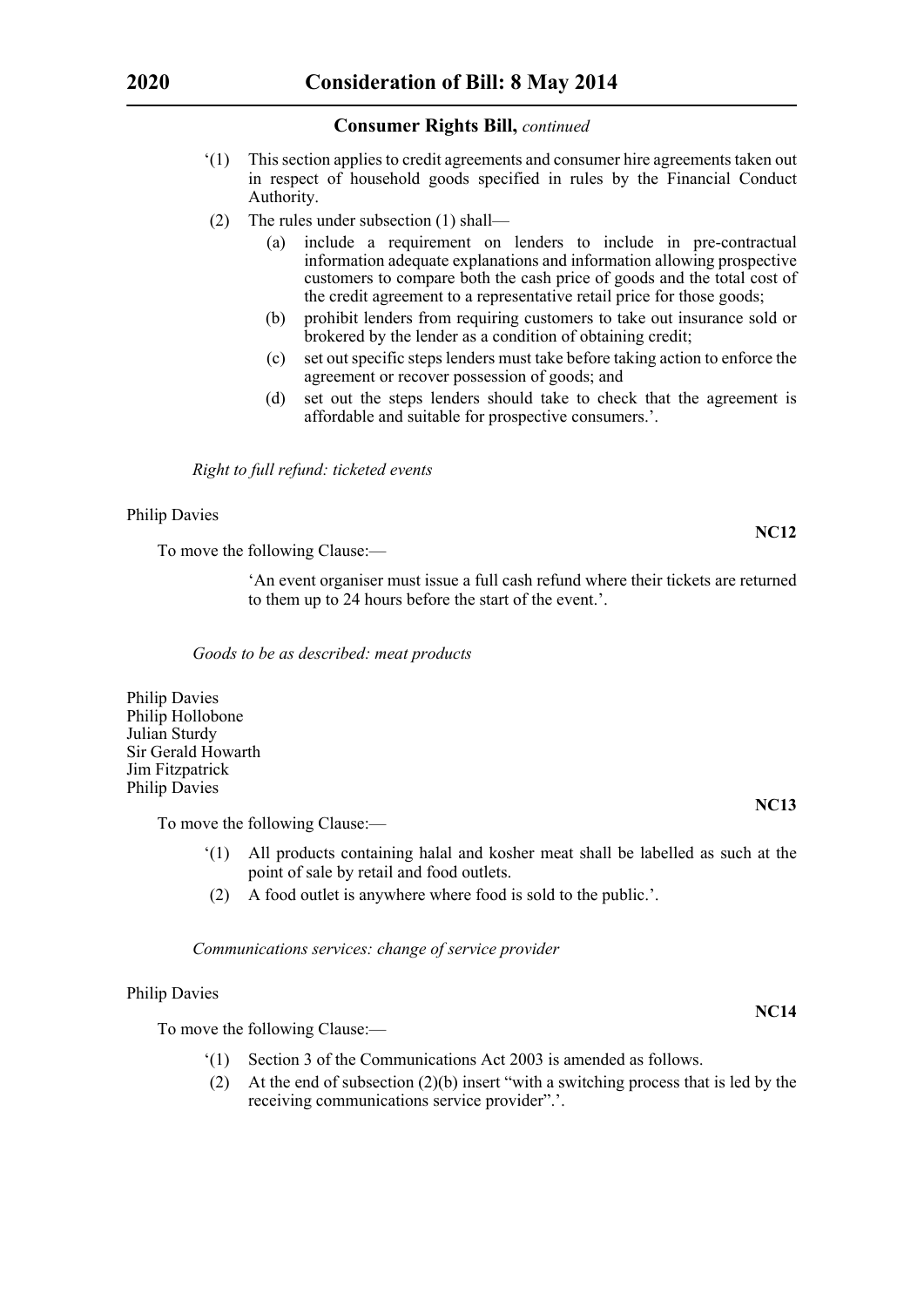## Consumer Rights Bill, *continued*

'(1) This section applies to credit agreements and consumer hire agreements taken out in respect of household goods specified in rules by the Financial Conduct Authority.

(2) The rules under subsection (1) shall—

(a) include a requirement on lenders to include in pre-contractual information adequate explanations and information allowing prospective customers to compare both the cash price of goods and the total cost of the credit agreement to a representative retail price for those goods;

(b) prohibit lenders from requiring customers to take out insurance sold or brokered by the lender as a condition of obtaining credit;

(c) set out specific steps lenders must take before taking action to enforce the agreement or recover possession of goods; and

(d) set out the steps lenders should take to check that the agreement is affordable and suitable for prospective consumers.'.

*Right to full refund: ticketed events*

Philip Davies

**NC12**

To move the following Clause:—

'An event organiser must issue a full cash refund where their tickets are returned to them up to 24 hours before the start of the event.'.

*Goods to be as described: meat products*

Philip Davies
Philip Hollobone
Julian Sturdy
Sir Gerald Howarth
Jim Fitzpatrick
Philip Davies

**NC13**

To move the following Clause:—

'(1) All products containing halal and kosher meat shall be labelled as such at the point of sale by retail and food outlets.

(2) A food outlet is anywhere where food is sold to the public.'.

*Communications services: change of service provider*

Philip Davies

**NC14**

To move the following Clause:—

'(1) Section 3 of the Communications Act 2003 is amended as follows.

(2) At the end of subsection (2)(b) insert "with a switching process that is led by the receiving communications service provider".'.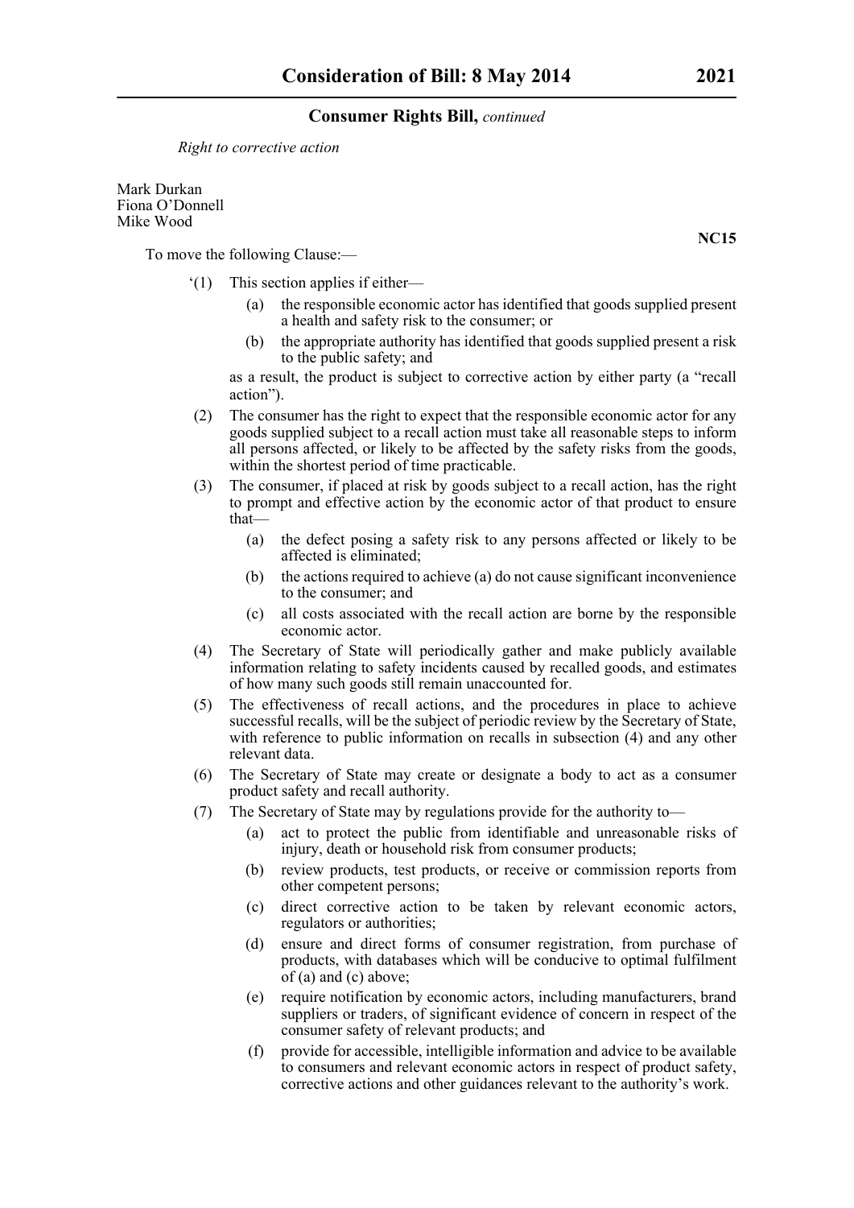*Right to corrective action*

Mark Durkan
Fiona O'Donnell
Mike Wood

**NC15**

To move the following Clause:—

'(1) This section applies if either—

(a) the responsible economic actor has identified that goods supplied present a health and safety risk to the consumer; or

(b) the appropriate authority has identified that goods supplied present a risk to the public safety; and

as a result, the product is subject to corrective action by either party (a "recall action").

(2) The consumer has the right to expect that the responsible economic actor for any goods supplied subject to a recall action must take all reasonable steps to inform all persons affected, or likely to be affected by the safety risks from the goods, within the shortest period of time practicable.

(3) The consumer, if placed at risk by goods subject to a recall action, has the right to prompt and effective action by the economic actor of that product to ensure that—

(a) the defect posing a safety risk to any persons affected or likely to be affected is eliminated;

(b) the actions required to achieve (a) do not cause significant inconvenience to the consumer; and

(c) all costs associated with the recall action are borne by the responsible economic actor.

(4) The Secretary of State will periodically gather and make publicly available information relating to safety incidents caused by recalled goods, and estimates of how many such goods still remain unaccounted for.

(5) The effectiveness of recall actions, and the procedures in place to achieve successful recalls, will be the subject of periodic review by the Secretary of State, with reference to public information on recalls in subsection (4) and any other relevant data.

(6) The Secretary of State may create or designate a body to act as a consumer product safety and recall authority.

(7) The Secretary of State may by regulations provide for the authority to—

(a) act to protect the public from identifiable and unreasonable risks of injury, death or household risk from consumer products;

(b) review products, test products, or receive or commission reports from other competent persons;

(c) direct corrective action to be taken by relevant economic actors, regulators or authorities;

(d) ensure and direct forms of consumer registration, from purchase of products, with databases which will be conducive to optimal fulfilment of (a) and (c) above;

(e) require notification by economic actors, including manufacturers, brand suppliers or traders, of significant evidence of concern in respect of the consumer safety of relevant products; and

(f) provide for accessible, intelligible information and advice to be available to consumers and relevant economic actors in respect of product safety, corrective actions and other guidances relevant to the authority's work.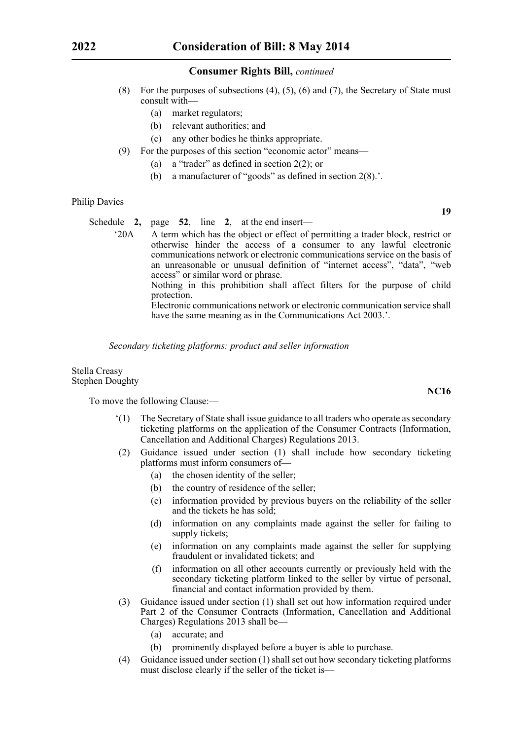(8) For the purposes of subsections (4), (5), (6) and (7), the Secretary of State must consult with—

  (a) market regulators;

  (b) relevant authorities; and

  (c) any other bodies he thinks appropriate.

(9) For the purposes of this section "economic actor" means—

  (a) a "trader" as defined in section 2(2); or

  (b) a manufacturer of "goods" as defined in section 2(8).'.

Philip Davies

**19**

Schedule **2**, page **52**, line **2**, at the end insert—

'20A A term which has the object or effect of permitting a trader block, restrict or otherwise hinder the access of a consumer to any lawful electronic communications network or electronic communications service on the basis of an unreasonable or unusual definition of "internet access", "data", "web access" or similar word or phrase.

Nothing in this prohibition shall affect filters for the purpose of child protection.

Electronic communications network or electronic communication service shall have the same meaning as in the Communications Act 2003.'.

*Secondary ticketing platforms: product and seller information*

Stella Creasy
Stephen Doughty

**NC16**

To move the following Clause:—

'(1) The Secretary of State shall issue guidance to all traders who operate as secondary ticketing platforms on the application of the Consumer Contracts (Information, Cancellation and Additional Charges) Regulations 2013.

(2) Guidance issued under section (1) shall include how secondary ticketing platforms must inform consumers of—

  (a) the chosen identity of the seller;

  (b) the country of residence of the seller;

  (c) information provided by previous buyers on the reliability of the seller and the tickets he has sold;

  (d) information on any complaints made against the seller for failing to supply tickets;

  (e) information on any complaints made against the seller for supplying fraudulent or invalidated tickets; and

  (f) information on all other accounts currently or previously held with the secondary ticketing platform linked to the seller by virtue of personal, financial and contact information provided by them.

(3) Guidance issued under section (1) shall set out how information required under Part 2 of the Consumer Contracts (Information, Cancellation and Additional Charges) Regulations 2013 shall be—

  (a) accurate; and

  (b) prominently displayed before a buyer is able to purchase.

(4) Guidance issued under section (1) shall set out how secondary ticketing platforms must disclose clearly if the seller of the ticket is—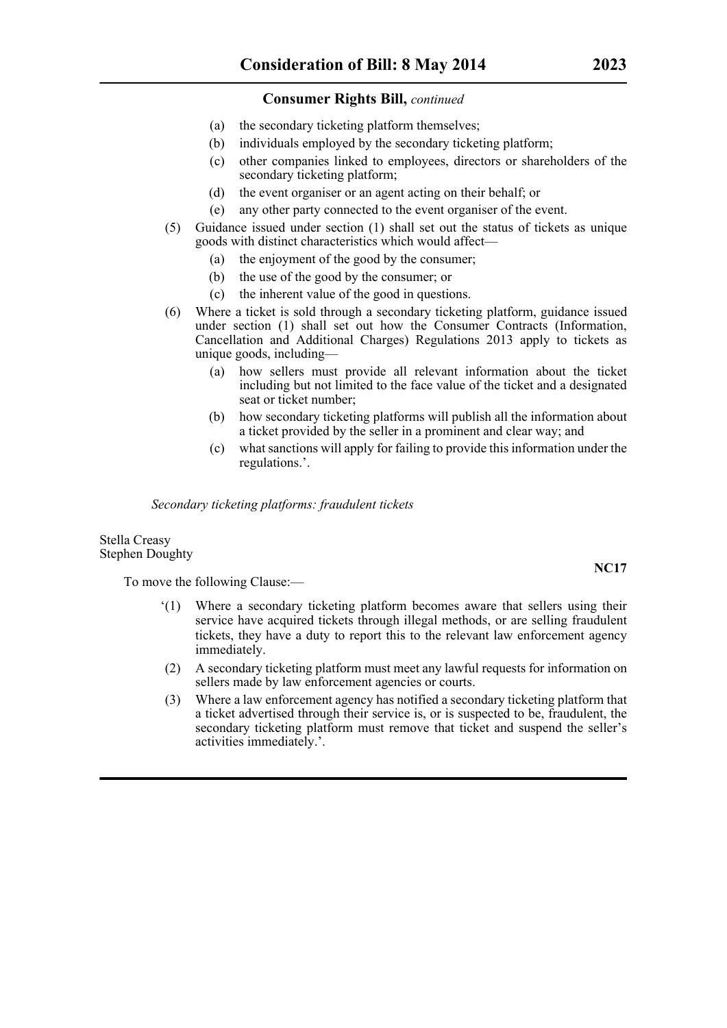Consumer Rights Bill, *continued*

(a) the secondary ticketing platform themselves;

(b) individuals employed by the secondary ticketing platform;

(c) other companies linked to employees, directors or shareholders of the secondary ticketing platform;

(d) the event organiser or an agent acting on their behalf; or

(e) any other party connected to the event organiser of the event.

(5) Guidance issued under section (1) shall set out the status of tickets as unique goods with distinct characteristics which would affect—

(a) the enjoyment of the good by the consumer;

(b) the use of the good by the consumer; or

(c) the inherent value of the good in questions.

(6) Where a ticket is sold through a secondary ticketing platform, guidance issued under section (1) shall set out how the Consumer Contracts (Information, Cancellation and Additional Charges) Regulations 2013 apply to tickets as unique goods, including—

(a) how sellers must provide all relevant information about the ticket including but not limited to the face value of the ticket and a designated seat or ticket number;

(b) how secondary ticketing platforms will publish all the information about a ticket provided by the seller in a prominent and clear way; and

(c) what sanctions will apply for failing to provide this information under the regulations.'.

*Secondary ticketing platforms: fraudulent tickets*

Stella Creasy
Stephen Doughty

**NC17**

To move the following Clause:—

'(1) Where a secondary ticketing platform becomes aware that sellers using their service have acquired tickets through illegal methods, or are selling fraudulent tickets, they have a duty to report this to the relevant law enforcement agency immediately.

(2) A secondary ticketing platform must meet any lawful requests for information on sellers made by law enforcement agencies or courts.

(3) Where a law enforcement agency has notified a secondary ticketing platform that a ticket advertised through their service is, or is suspected to be, fraudulent, the secondary ticketing platform must remove that ticket and suspend the seller's activities immediately.'.